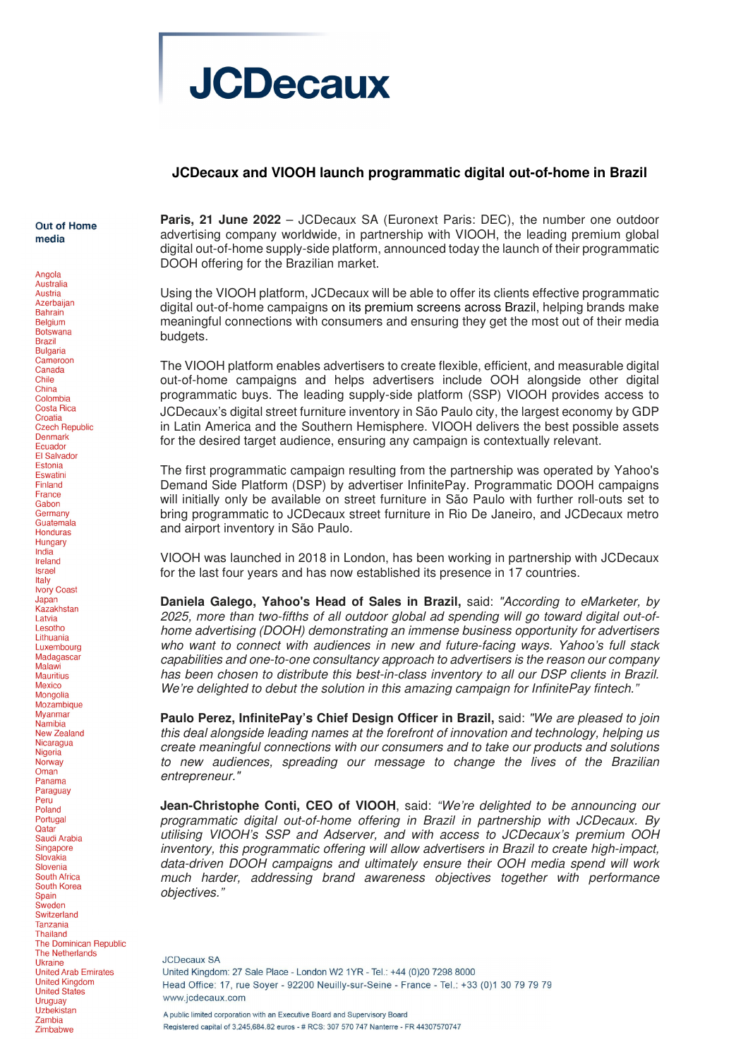# JCDecaux and VIOOH launch programmatic digital out-of-home in Brazil

**Out of Home media**

Angola
Australia
Austria
Azerbaijan
Bahrain
Belgium
Botswana
Brazil
Bulgaria
Cameroon
Canada
Chile
China
Colombia
Costa Rica
Croatia
Czech Republic
Denmark
Ecuador
El Salvador
Estonia
Eswatini
Finland
France
Gabon
Germany
Guatemala
Honduras
Hungary
India
Ireland
Israel
Italy
Ivory Coast
Japan
Kazakhstan
Latvia
Lesotho
Lithuania
Luxembourg
Madagascar
Malawi
Mauritius
Mexico
Mongolia
Mozambique
Myanmar
Namibia
New Zealand
Nicaragua
Nigeria
Norway
Oman
Panama
Paraguay
Peru
Poland
Portugal
Qatar
Saudi Arabia
Singapore
Slovakia
Slovenia
South Africa
South Korea
Spain
Sweden
Switzerland
Tanzania
Thailand
The Dominican Republic
The Netherlands
Ukraine
United Arab Emirates
United Kingdom
United States
Uruguay
Uzbekistan
Zambia
Zimbabwe

**Paris, 21 June 2022** – JCDecaux SA (Euronext Paris: DEC), the number one outdoor advertising company worldwide, in partnership with VIOOH, the leading premium global digital out-of-home supply-side platform, announced today the launch of their programmatic DOOH offering for the Brazilian market.

Using the VIOOH platform, JCDecaux will be able to offer its clients effective programmatic digital out-of-home campaigns on its premium screens across Brazil, helping brands make meaningful connections with consumers and ensuring they get the most out of their media budgets.

The VIOOH platform enables advertisers to create flexible, efficient, and measurable digital out-of-home campaigns and helps advertisers include OOH alongside other digital programmatic buys. The leading supply-side platform (SSP) VIOOH provides access to JCDecaux's digital street furniture inventory in São Paulo city, the largest economy by GDP in Latin America and the Southern Hemisphere. VIOOH delivers the best possible assets for the desired target audience, ensuring any campaign is contextually relevant.

The first programmatic campaign resulting from the partnership was operated by Yahoo's Demand Side Platform (DSP) by advertiser InfinitePay. Programmatic DOOH campaigns will initially only be available on street furniture in São Paulo with further roll-outs set to bring programmatic to JCDecaux street furniture in Rio De Janeiro, and JCDecaux metro and airport inventory in São Paulo.

VIOOH was launched in 2018 in London, has been working in partnership with JCDecaux for the last four years and has now established its presence in 17 countries.

**Daniela Galego, Yahoo's Head of Sales in Brazil,** said: *"According to eMarketer, by 2025, more than two-fifths of all outdoor global ad spending will go toward digital out-of-home advertising (DOOH) demonstrating an immense business opportunity for advertisers who want to connect with audiences in new and future-facing ways. Yahoo's full stack capabilities and one-to-one consultancy approach to advertisers is the reason our company has been chosen to distribute this best-in-class inventory to all our DSP clients in Brazil. We're delighted to debut the solution in this amazing campaign for InfinitePay fintech."*

**Paulo Perez, InfinitePay's Chief Design Officer in Brazil,** said: *"We are pleased to join this deal alongside leading names at the forefront of innovation and technology, helping us create meaningful connections with our consumers and to take our products and solutions to new audiences, spreading our message to change the lives of the Brazilian entrepreneur."*

**Jean-Christophe Conti, CEO of VIOOH**, said: *"We're delighted to be announcing our programmatic digital out-of-home offering in Brazil in partnership with JCDecaux. By utilising VIOOH's SSP and Adserver, and with access to JCDecaux's premium OOH inventory, this programmatic offering will allow advertisers in Brazil to create high-impact, data-driven DOOH campaigns and ultimately ensure their OOH media spend will work much harder, addressing brand awareness objectives together with performance objectives."*

JCDecaux SA
United Kingdom: 27 Sale Place - London W2 1YR - Tel.: +44 (0)20 7298 8000
Head Office: 17, rue Soyer - 92200 Neuilly-sur-Seine - France - Tel.: +33 (0)1 30 79 79 79
www.jcdecaux.com

A public limited corporation with an Executive Board and Supervisory Board
Registered capital of 3,245,684.82 euros - # RCS: 307 570 747 Nanterre - FR 44307570747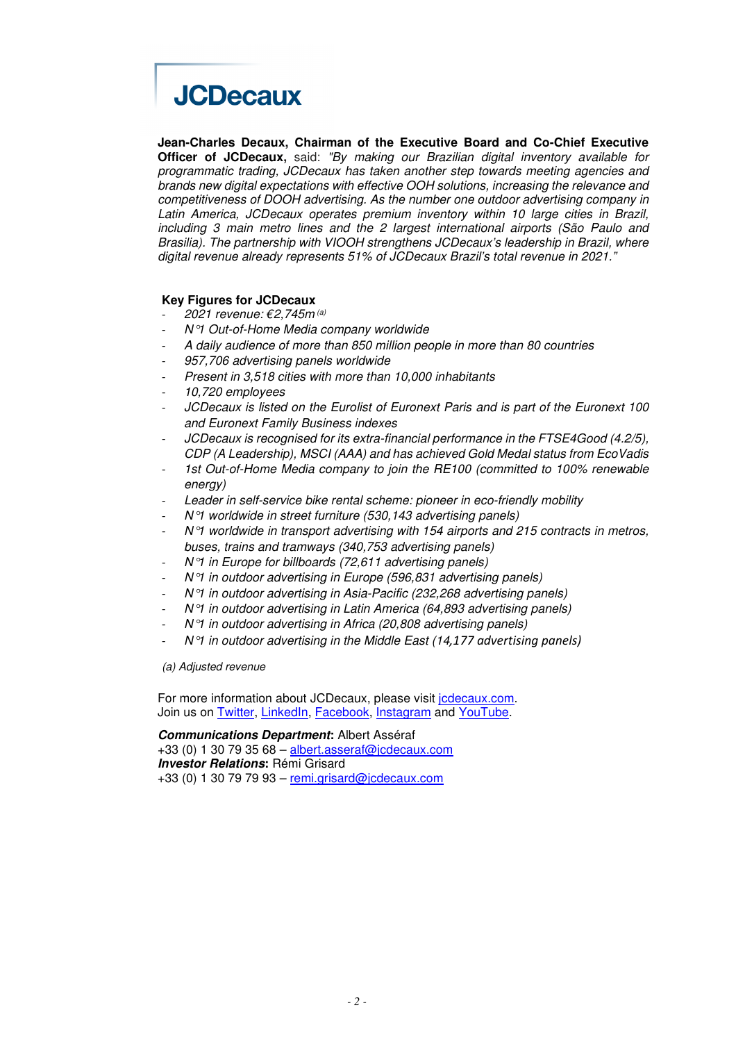**JCDecaux**

**Jean-Charles Decaux, Chairman of the Executive Board and Co-Chief Executive Officer of JCDecaux,** said: *"By making our Brazilian digital inventory available for programmatic trading, JCDecaux has taken another step towards meeting agencies and brands new digital expectations with effective OOH solutions, increasing the relevance and competitiveness of DOOH advertising. As the number one outdoor advertising company in Latin America, JCDecaux operates premium inventory within 10 large cities in Brazil, including 3 main metro lines and the 2 largest international airports (São Paulo and Brasilia). The partnership with VIOOH strengthens JCDecaux's leadership in Brazil, where digital revenue already represents 51% of JCDecaux Brazil's total revenue in 2021."*

**Key Figures for JCDecaux**

- *2021 revenue: €2,745m* [(a)]
- *N°1 Out-of-Home Media company worldwide*
- *A daily audience of more than 850 million people in more than 80 countries*
- *957,706 advertising panels worldwide*
- *Present in 3,518 cities with more than 10,000 inhabitants*
- *10,720 employees*
- *JCDecaux is listed on the Eurolist of Euronext Paris and is part of the Euronext 100 and Euronext Family Business indexes*
- *JCDecaux is recognised for its extra-financial performance in the FTSE4Good (4.2/5), CDP (A Leadership), MSCI (AAA) and has achieved Gold Medal status from EcoVadis*
- *1st Out-of-Home Media company to join the RE100 (committed to 100% renewable energy)*
- *Leader in self-service bike rental scheme: pioneer in eco-friendly mobility*
- *N°1 worldwide in street furniture (530,143 advertising panels)*
- *N°1 worldwide in transport advertising with 154 airports and 215 contracts in metros, buses, trains and tramways (340,753 advertising panels)*
- *N°1 in Europe for billboards (72,611 advertising panels)*
- *N°1 in outdoor advertising in Europe (596,831 advertising panels)*
- *N°1 in outdoor advertising in Asia-Pacific (232,268 advertising panels)*
- *N°1 in outdoor advertising in Latin America (64,893 advertising panels)*
- *N°1 in outdoor advertising in Africa (20,808 advertising panels)*
- *N°1 in outdoor advertising in the Middle East (14,177 advertising panels)*

*(a) Adjusted revenue*

For more information about JCDecaux, please visit jcdecaux.com.
Join us on Twitter, LinkedIn, Facebook, Instagram and YouTube.

***Communications Department*:** Albert Asséraf
+33 (0) 1 30 79 35 68 – albert.asseraf@jcdecaux.com
***Investor Relations*:** Rémi Grisard
+33 (0) 1 30 79 79 93 – remi.grisard@jcdecaux.com